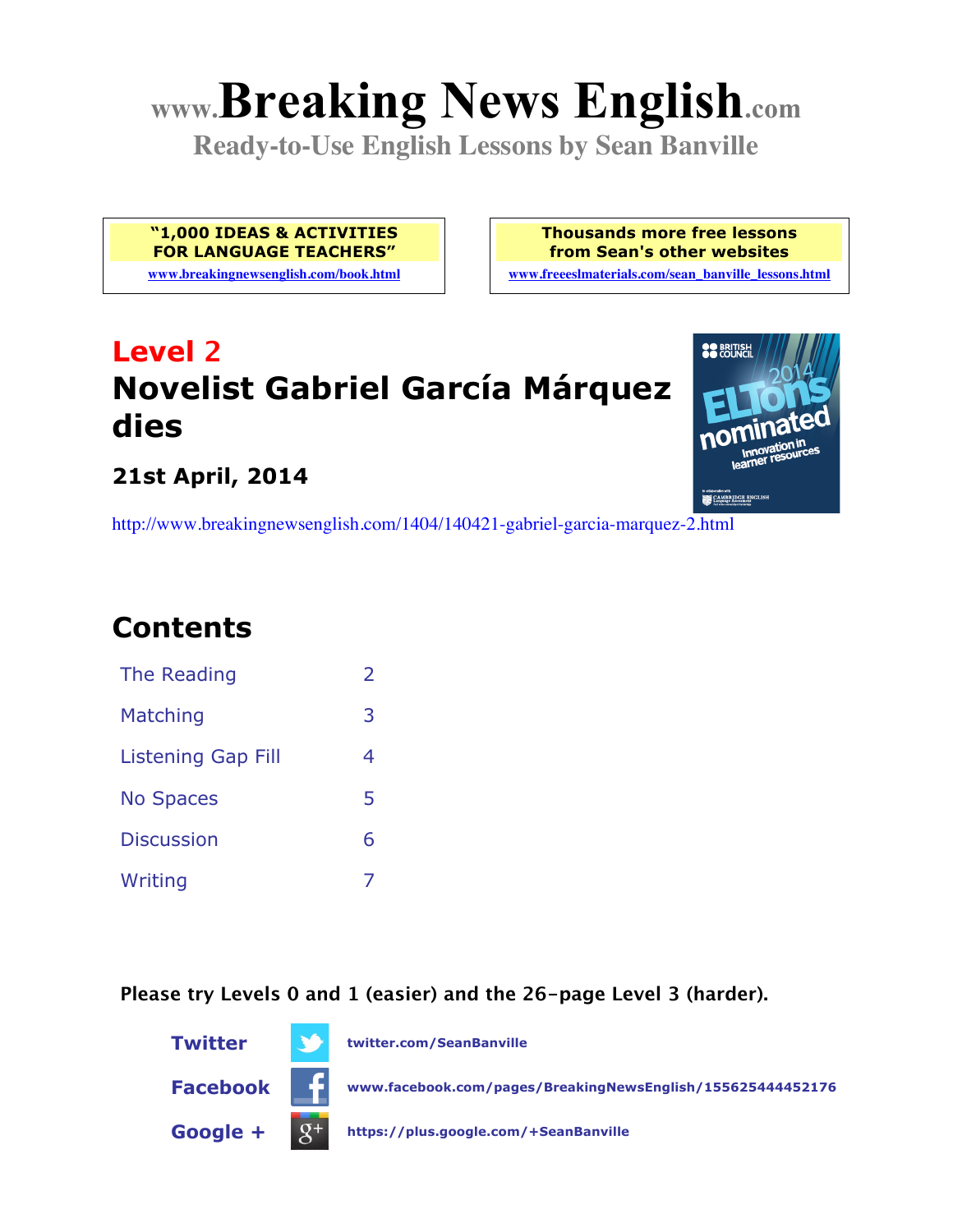# www.Breaking News English.com

**Ready-to-Use English Lessons by Sean Banville**

**"1,000 IDEAS & ACTIVITIES FOR LANGUAGE TEACHERS"**
www.breakingnewsenglish.com/book.html

**Thousands more free lessons from Sean's other websites**
www.freeeslmaterials.com/sean_banville_lessons.html

## Level 2

## Novelist Gabriel García Márquez dies

### 21st April, 2014

http://www.breakingnewsenglish.com/1404/140421-gabriel-garcia-marquez-2.html

## Contents

| | |
|---|---|
| The Reading | 2 |
| Matching | 3 |
| Listening Gap Fill | 4 |
| No Spaces | 5 |
| Discussion | 6 |
| Writing | 7 |

**Please try Levels 0 and 1 (easier) and the 26-page Level 3 (harder).**

**Twitter** twitter.com/SeanBanville

**Facebook** www.facebook.com/pages/BreakingNewsEnglish/155625444452176

**Google +** https://plus.google.com/+SeanBanville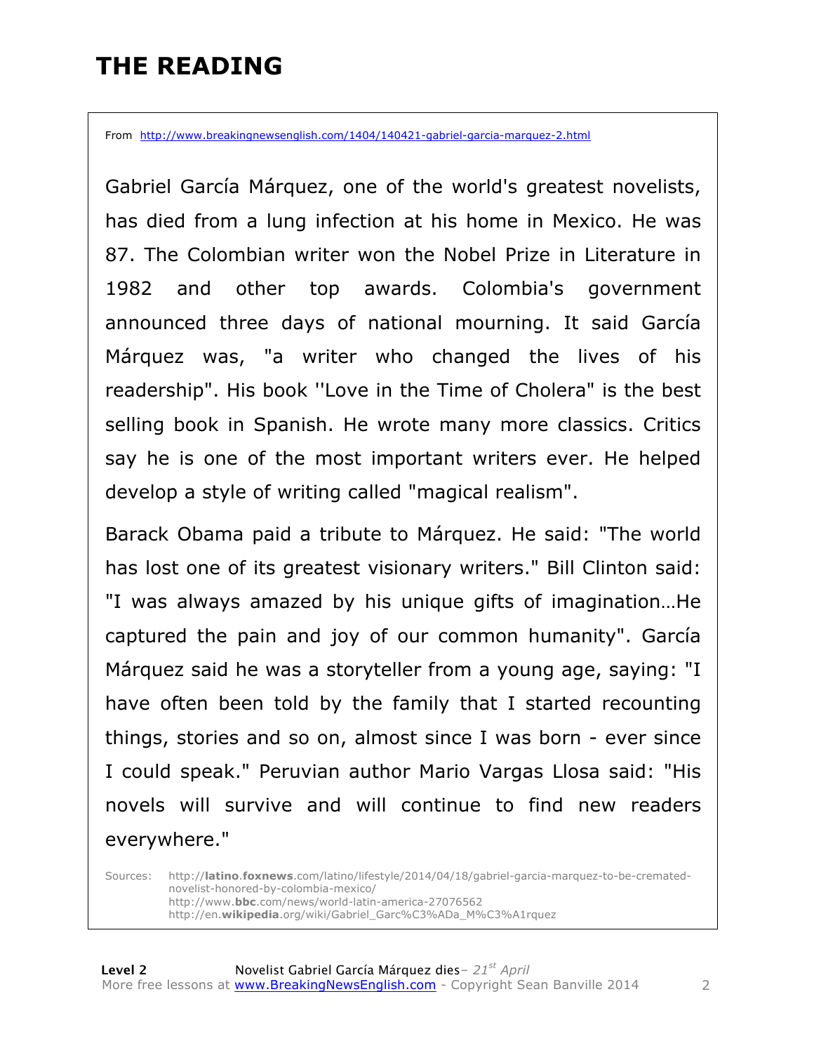# THE READING

From http://www.breakingnewsenglish.com/1404/140421-gabriel-garcia-marquez-2.html

Gabriel García Márquez, one of the world's greatest novelists, has died from a lung infection at his home in Mexico. He was 87. The Colombian writer won the Nobel Prize in Literature in 1982 and other top awards. Colombia's government announced three days of national mourning. It said García Márquez was, "a writer who changed the lives of his readership". His book ''Love in the Time of Cholera" is the best selling book in Spanish. He wrote many more classics. Critics say he is one of the most important writers ever. He helped develop a style of writing called "magical realism".

Barack Obama paid a tribute to Márquez. He said: "The world has lost one of its greatest visionary writers." Bill Clinton said: "I was always amazed by his unique gifts of imagination…He captured the pain and joy of our common humanity". García Márquez said he was a storyteller from a young age, saying: "I have often been told by the family that I started recounting things, stories and so on, almost since I was born - ever since I could speak." Peruvian author Mario Vargas Llosa said: "His novels will survive and will continue to find new readers everywhere."

Sources:
http://latino.foxnews.com/latino/lifestyle/2014/04/18/gabriel-garcia-marquez-to-be-cremated-novelist-honored-by-colombia-mexico/
http://www.bbc.com/news/world-latin-america-27076562
http://en.wikipedia.org/wiki/Gabriel_Garc%C3%ADa_M%C3%A1rquez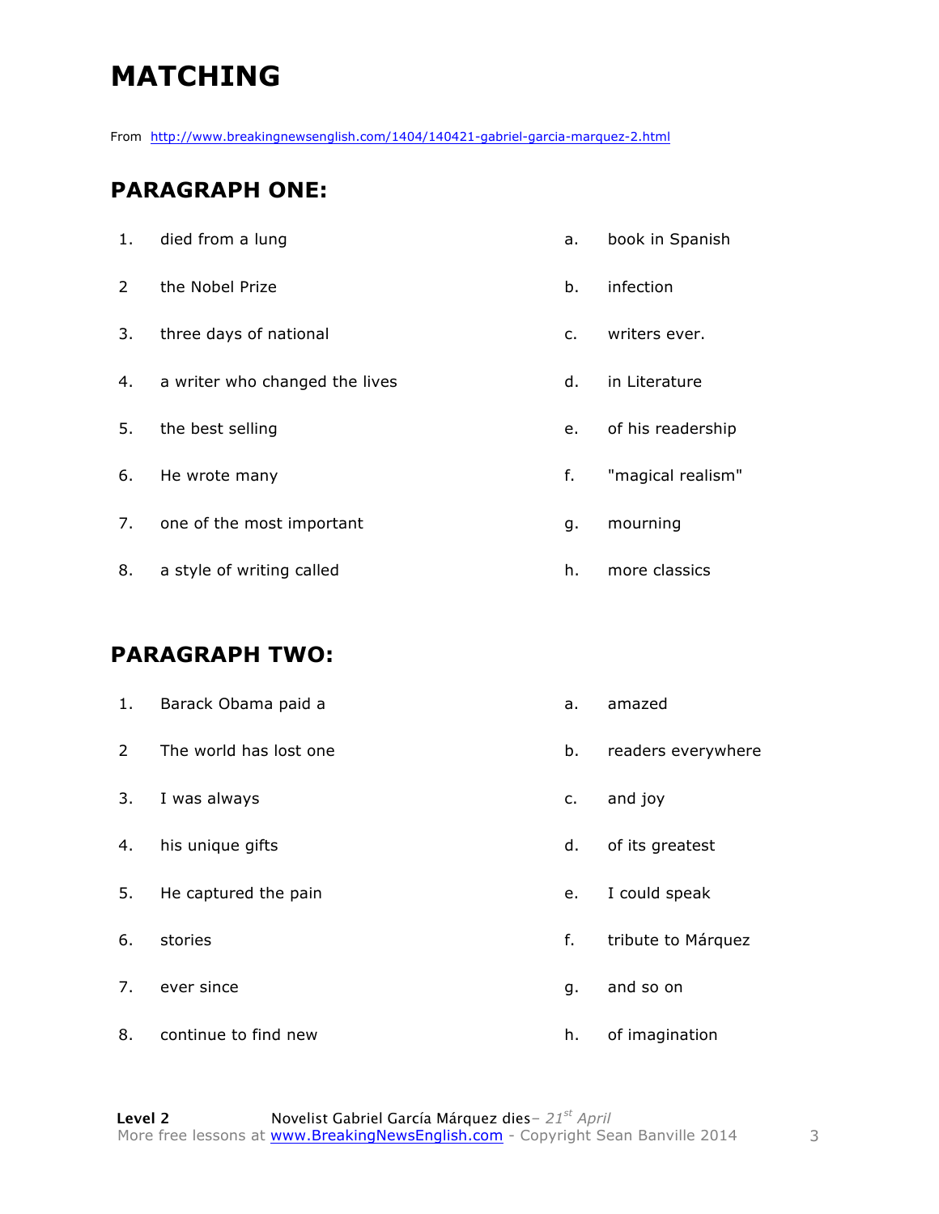# MATCHING

From http://www.breakingnewsenglish.com/1404/140421-gabriel-garcia-marquez-2.html

## PARAGRAPH ONE:

| | | | |
|---|---|---|---|
| 1. | died from a lung | a. | book in Spanish |
| 2 | the Nobel Prize | b. | infection |
| 3. | three days of national | c. | writers ever. |
| 4. | a writer who changed the lives | d. | in Literature |
| 5. | the best selling | e. | of his readership |
| 6. | He wrote many | f. | "magical realism" |
| 7. | one of the most important | g. | mourning |
| 8. | a style of writing called | h. | more classics |

## PARAGRAPH TWO:

| | | | |
|---|---|---|---|
| 1. | Barack Obama paid a | a. | amazed |
| 2 | The world has lost one | b. | readers everywhere |
| 3. | I was always | c. | and joy |
| 4. | his unique gifts | d. | of its greatest |
| 5. | He captured the pain | e. | I could speak |
| 6. | stories | f. | tribute to Márquez |
| 7. | ever since | g. | and so on |
| 8. | continue to find new | h. | of imagination |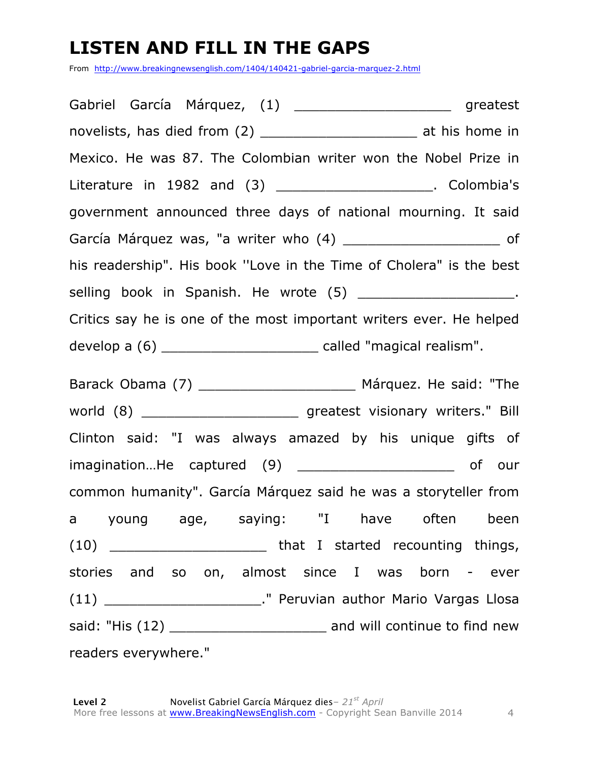# LISTEN AND FILL IN THE GAPS

From http://www.breakingnewsenglish.com/1404/140421-gabriel-garcia-marquez-2.html

Gabriel García Márquez, (1) ___________________ greatest novelists, has died from (2) ___________________ at his home in Mexico. He was 87. The Colombian writer won the Nobel Prize in Literature in 1982 and (3) ___________________. Colombia's government announced three days of national mourning. It said García Márquez was, "a writer who (4) ___________________ of his readership". His book ''Love in the Time of Cholera" is the best selling book in Spanish. He wrote (5) ___________________. Critics say he is one of the most important writers ever. He helped develop a (6) ___________________ called "magical realism".

Barack Obama (7) ___________________ Márquez. He said: "The world (8) ___________________ greatest visionary writers." Bill Clinton said: "I was always amazed by his unique gifts of imagination…He captured (9) ___________________ of our common humanity". García Márquez said he was a storyteller from a young age, saying: "I have often been (10) ___________________ that I started recounting things, stories and so on, almost since I was born - ever (11) ___________________." Peruvian author Mario Vargas Llosa said: "His (12) ___________________ and will continue to find new readers everywhere."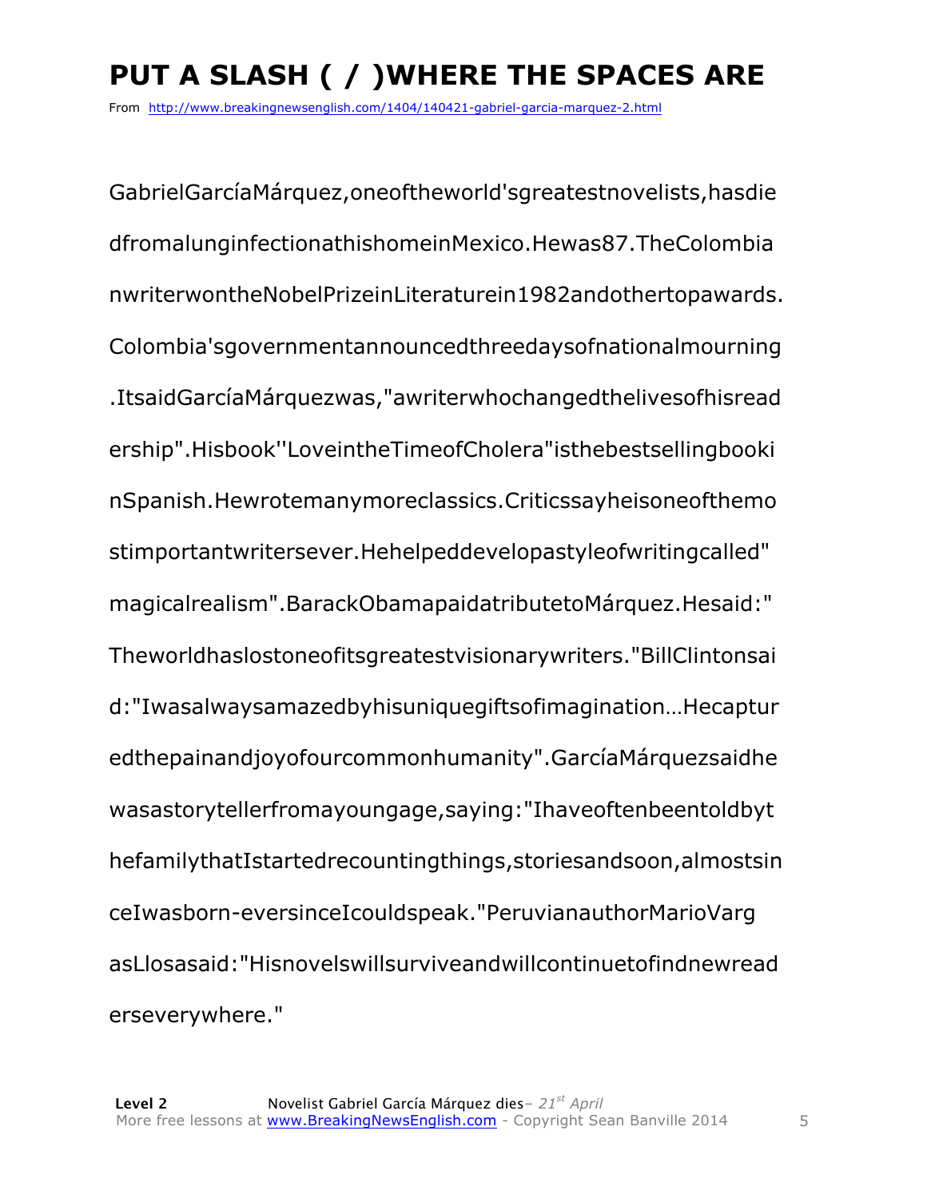# PUT A SLASH ( / )WHERE THE SPACES ARE

From http://www.breakingnewsenglish.com/1404/140421-gabriel-garcia-marquez-2.html

GabrielGarcíaMárquez,oneoftheworld'sgreatestnovelists,hasdie

dfromalunginfectionathishomeinMexico.Hewas87.TheColombia

nwriterwontheNobelPrizeinLiteraturein1982andothertopawards.

Colombia'sgovernmentannouncedthreedaysofnationalmourning

.ItsaidGarcíaMárquezwas,"awriterwhochangedthelivesofhisread

ership".Hisbook''LoveintheTimeofCholera"isthebestsellingbooki

nSpanish.Hewrotemanymoreclassics.Criticssayheisoneofthemo

stimportantwritersever.Hehelpeddevelopastyleofwritingcalled"

magicalrealism".BarackObamapaidatributetoMárquez.Hesaid:"

Theworldhaslostoneofitsgreatestvisionarywriters."BillClintonsai

d:"Iwasalwaysamazedbyhisuniquegiftsofimagination…Hecaptur

edthepainandjoyofourcommonhumanity".GarcíaMárquezsaidhe

wasastorytellerfromayoungage,saying:"Ihaveoftenbeentoldbyt

hefamilythatIstartedrecountingthings,storiesandsoon,almostsin

ceIwasborn-eversinceIcouldspeak."PeruvianauthorMarioVarg

asLlosasaid:"Hisnovelswillsurviveandwillcontinuetofindnewread

erseverywhere."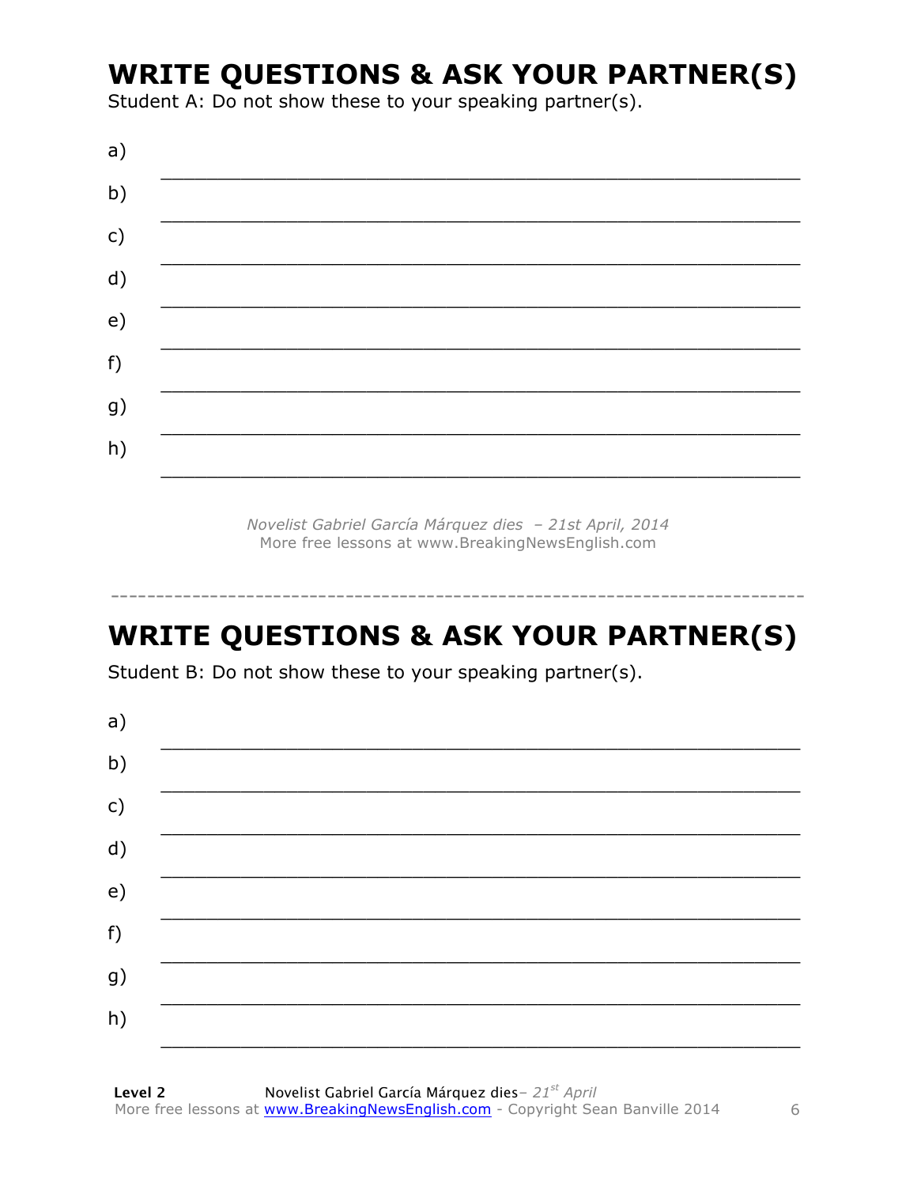# WRITE QUESTIONS & ASK YOUR PARTNER(S)

Student A: Do not show these to your speaking partner(s).

a) ___________________________________________________________

b) ___________________________________________________________

c) ___________________________________________________________

d) ___________________________________________________________

e) ___________________________________________________________

f) ___________________________________________________________

g) ___________________________________________________________

h) ___________________________________________________________

*Novelist Gabriel García Márquez dies – 21st April, 2014*
More free lessons at www.BreakingNewsEnglish.com

---

# WRITE QUESTIONS & ASK YOUR PARTNER(S)

Student B: Do not show these to your speaking partner(s).

a) ___________________________________________________________

b) ___________________________________________________________

c) ___________________________________________________________

d) ___________________________________________________________

e) ___________________________________________________________

f) ___________________________________________________________

g) ___________________________________________________________

h) ___________________________________________________________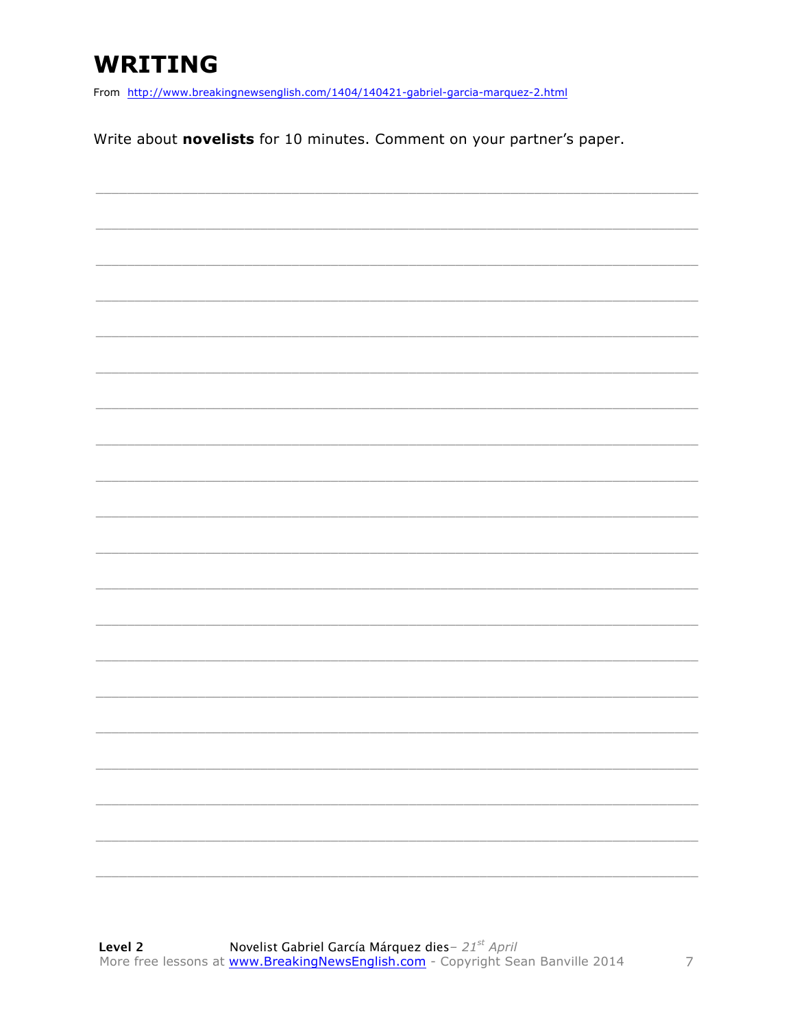# WRITING

From http://www.breakingnewsenglish.com/1404/140421-gabriel-garcia-marquez-2.html

Write about **novelists** for 10 minutes. Comment on your partner's paper.